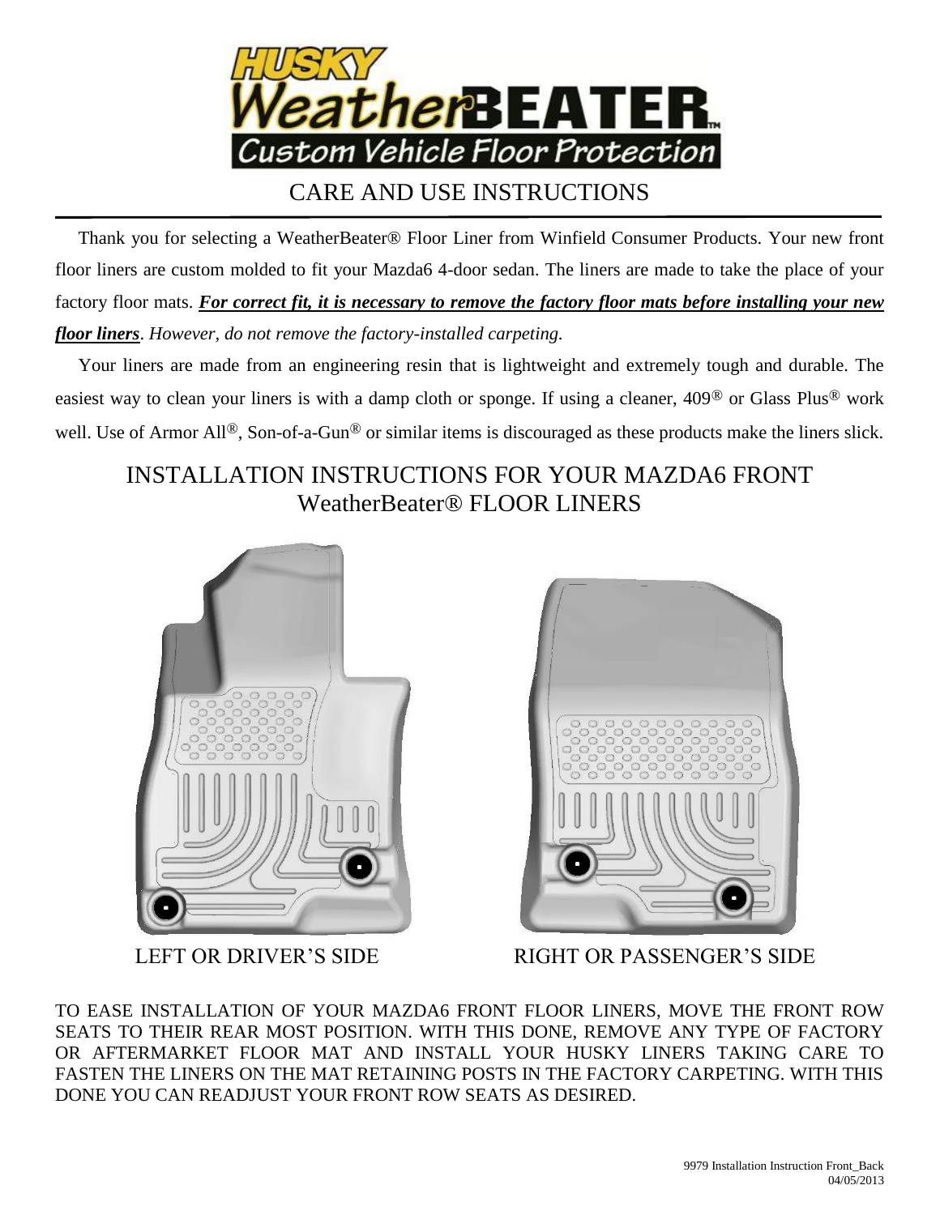# HUSKY WeatherBEATER™ Custom Vehicle Floor Protection

## CARE AND USE INSTRUCTIONS

Thank you for selecting a WeatherBeater® Floor Liner from Winfield Consumer Products. Your new front floor liners are custom molded to fit your Mazda6 4-door sedan. The liners are made to take the place of your factory floor mats. ***For correct fit, it is necessary to remove the factory floor mats before installing your new floor liners****. However, do not remove the factory-installed carpeting.*

Your liners are made from an engineering resin that is lightweight and extremely tough and durable. The easiest way to clean your liners is with a damp cloth or sponge. If using a cleaner, 409® or Glass Plus® work well. Use of Armor All®, Son-of-a-Gun® or similar items is discouraged as these products make the liners slick.

## INSTALLATION INSTRUCTIONS FOR YOUR MAZDA6 FRONT WeatherBeater® FLOOR LINERS

LEFT OR DRIVER'S SIDE

RIGHT OR PASSENGER'S SIDE

TO EASE INSTALLATION OF YOUR MAZDA6 FRONT FLOOR LINERS, MOVE THE FRONT ROW SEATS TO THEIR REAR MOST POSITION. WITH THIS DONE, REMOVE ANY TYPE OF FACTORY OR AFTERMARKET FLOOR MAT AND INSTALL YOUR HUSKY LINERS TAKING CARE TO FASTEN THE LINERS ON THE MAT RETAINING POSTS IN THE FACTORY CARPETING. WITH THIS DONE YOU CAN READJUST YOUR FRONT ROW SEATS AS DESIRED.

9979 Installation Instruction Front_Back
04/05/2013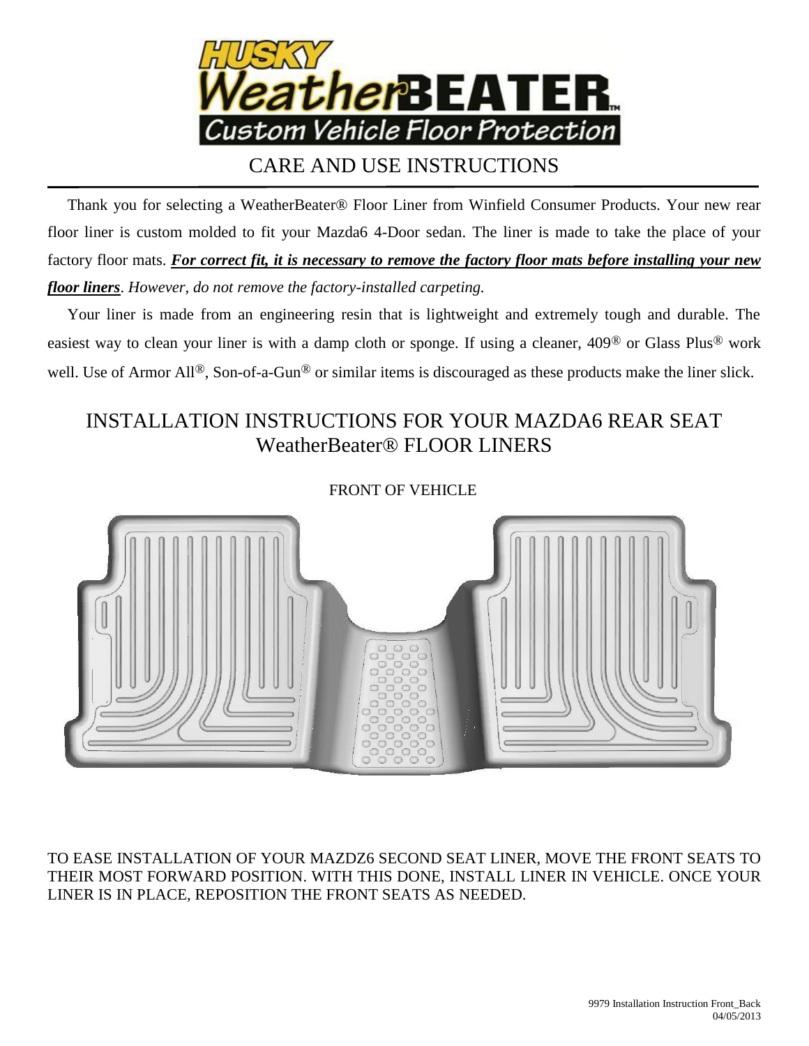# HUSKY WeatherBEATER™

Custom Vehicle Floor Protection

## CARE AND USE INSTRUCTIONS

Thank you for selecting a WeatherBeater® Floor Liner from Winfield Consumer Products. Your new rear floor liner is custom molded to fit your Mazda6 4-Door sedan. The liner is made to take the place of your factory floor mats. ***For correct fit, it is necessary to remove the factory floor mats before installing your new floor liners***. *However, do not remove the factory-installed carpeting.*

Your liner is made from an engineering resin that is lightweight and extremely tough and durable. The easiest way to clean your liner is with a damp cloth or sponge. If using a cleaner, 409® or Glass Plus® work well. Use of Armor All®, Son-of-a-Gun® or similar items is discouraged as these products make the liner slick.

## INSTALLATION INSTRUCTIONS FOR YOUR MAZDA6 REAR SEAT WeatherBeater® FLOOR LINERS

FRONT OF VEHICLE

TO EASE INSTALLATION OF YOUR MAZDZ6 SECOND SEAT LINER, MOVE THE FRONT SEATS TO THEIR MOST FORWARD POSITION. WITH THIS DONE, INSTALL LINER IN VEHICLE. ONCE YOUR LINER IS IN PLACE, REPOSITION THE FRONT SEATS AS NEEDED.

9979 Installation Instruction Front_Back
04/05/2013